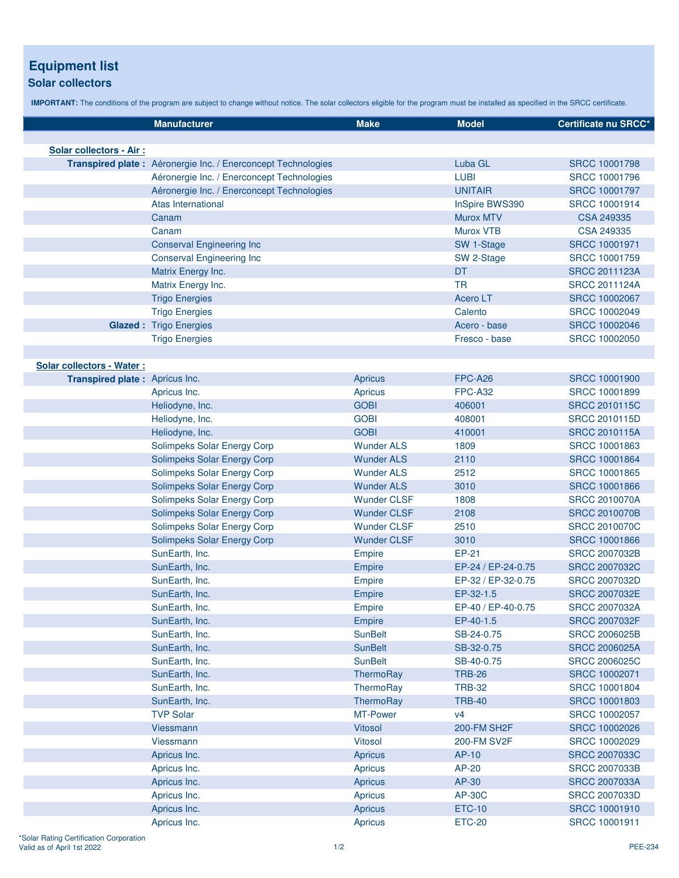# Equipment list

## Solar collectors

**IMPORTANT:** The conditions of the program are subject to change without notice. The solar collectors eligible for the program must be installed as specified in the SRCC certificate.

| | Manufacturer | Make | Model | Certificate nu SRCC* |
|---|---|---|---|---|
| **Solar collectors - Air :** | | | | |
| **Transpired plate :** | Aéronergie Inc. / Enerconcept Technologies | | Luba GL | SRCC 10001798 |
| | Aéronergie Inc. / Enerconcept Technologies | | LUBI | SRCC 10001796 |
| | Aéronergie Inc. / Enerconcept Technologies | | UNITAIR | SRCC 10001797 |
| | Atas International | | InSpire BWS390 | SRCC 10001914 |
| | Canam | | Murox MTV | CSA 249335 |
| | Canam | | Murox VTB | CSA 249335 |
| | Conserval Engineering Inc | | SW 1-Stage | SRCC 10001971 |
| | Conserval Engineering Inc | | SW 2-Stage | SRCC 10001759 |
| | Matrix Energy Inc. | | DT | SRCC 2011123A |
| | Matrix Energy Inc. | | TR | SRCC 2011124A |
| | Trigo Energies | | Acero LT | SRCC 10002067 |
| | Trigo Energies | | Calento | SRCC 10002049 |
| **Glazed :** | Trigo Energies | | Acero - base | SRCC 10002046 |
| | Trigo Energies | | Fresco - base | SRCC 10002050 |
| **Solar collectors - Water :** | | | | |
| **Transpired plate :** | Apricus Inc. | Apricus | FPC-A26 | SRCC 10001900 |
| | Apricus Inc. | Apricus | FPC-A32 | SRCC 10001899 |
| | Heliodyne, Inc. | GOBI | 406001 | SRCC 2010115C |
| | Heliodyne, Inc. | GOBI | 408001 | SRCC 2010115D |
| | Heliodyne, Inc. | GOBI | 410001 | SRCC 2010115A |
| | Solimpeks Solar Energy Corp | Wunder ALS | 1809 | SRCC 10001863 |
| | Solimpeks Solar Energy Corp | Wunder ALS | 2110 | SRCC 10001864 |
| | Solimpeks Solar Energy Corp | Wunder ALS | 2512 | SRCC 10001865 |
| | Solimpeks Solar Energy Corp | Wunder ALS | 3010 | SRCC 10001866 |
| | Solimpeks Solar Energy Corp | Wunder CLSF | 1808 | SRCC 2010070A |
| | Solimpeks Solar Energy Corp | Wunder CLSF | 2108 | SRCC 2010070B |
| | Solimpeks Solar Energy Corp | Wunder CLSF | 2510 | SRCC 2010070C |
| | Solimpeks Solar Energy Corp | Wunder CLSF | 3010 | SRCC 10001866 |
| | SunEarth, Inc. | Empire | EP-21 | SRCC 2007032B |
| | SunEarth, Inc. | Empire | EP-24 / EP-24-0.75 | SRCC 2007032C |
| | SunEarth, Inc. | Empire | EP-32 / EP-32-0.75 | SRCC 2007032D |
| | SunEarth, Inc. | Empire | EP-32-1.5 | SRCC 2007032E |
| | SunEarth, Inc. | Empire | EP-40 / EP-40-0.75 | SRCC 2007032A |
| | SunEarth, Inc. | Empire | EP-40-1.5 | SRCC 2007032F |
| | SunEarth, Inc. | SunBelt | SB-24-0.75 | SRCC 2006025B |
| | SunEarth, Inc. | SunBelt | SB-32-0.75 | SRCC 2006025A |
| | SunEarth, Inc. | SunBelt | SB-40-0.75 | SRCC 2006025C |
| | SunEarth, Inc. | ThermoRay | TRB-26 | SRCC 10002071 |
| | SunEarth, Inc. | ThermoRay | TRB-32 | SRCC 10001804 |
| | SunEarth, Inc. | ThermoRay | TRB-40 | SRCC 10001803 |
| | TVP Solar | MT-Power | v4 | SRCC 10002057 |
| | Viessmann | Vitosol | 200-FM SH2F | SRCC 10002026 |
| | Viessmann | Vitosol | 200-FM SV2F | SRCC 10002029 |
| | Apricus Inc. | Apricus | AP-10 | SRCC 2007033C |
| | Apricus Inc. | Apricus | AP-20 | SRCC 2007033B |
| | Apricus Inc. | Apricus | AP-30 | SRCC 2007033A |
| | Apricus Inc. | Apricus | AP-30C | SRCC 2007033D |
| | Apricus Inc. | Apricus | ETC-10 | SRCC 10001910 |
| | Apricus Inc. | Apricus | ETC-20 | SRCC 10001911 |

*Solar Rating Certification Corporation
Valid as of April 1st 2022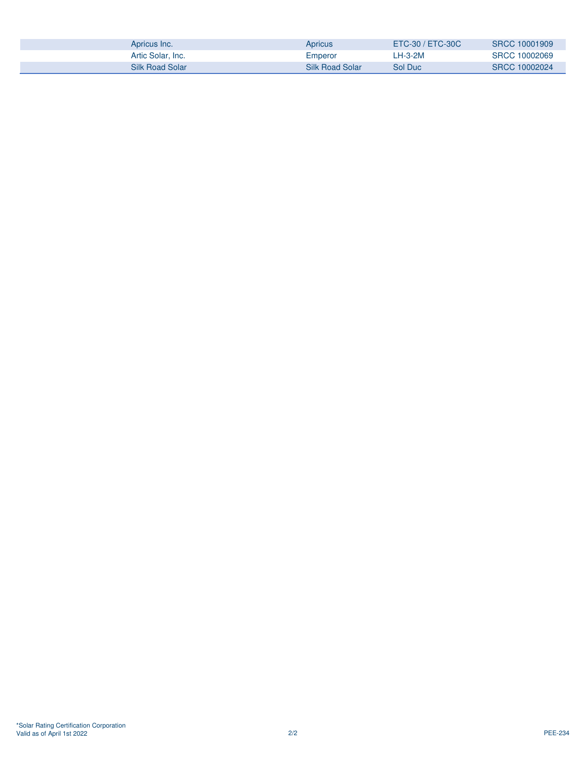| | | | |
|---|---|---|---|
| Apricus Inc. | Apricus | ETC-30 / ETC-30C | SRCC 10001909 |
| Artic Solar, Inc. | Emperor | LH-3-2M | SRCC 10002069 |
| Silk Road Solar | Silk Road Solar | Sol Duc | SRCC 10002024 |

*Solar Rating Certification Corporation
Valid as of April 1st 2022

PEE-234